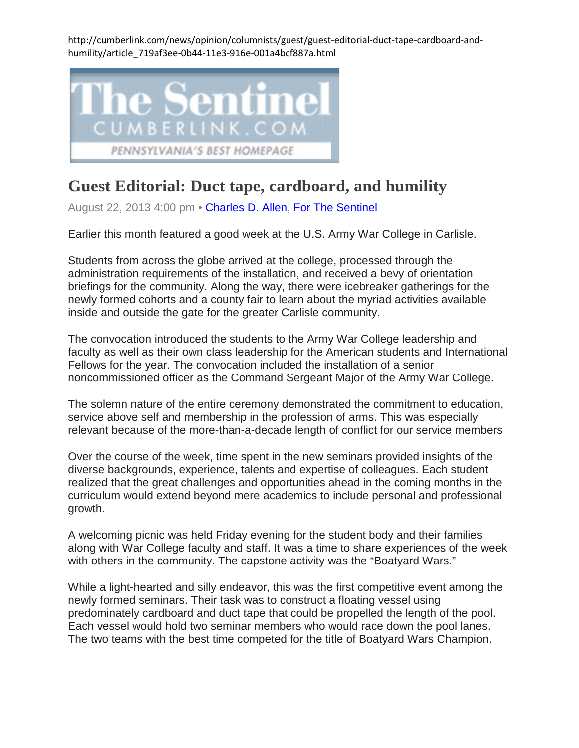http://cumberlink.com/news/opinion/columnists/guest/guest-editorial-duct-tape-cardboard-and-humility/article_719af3ee-0b44-11e3-916e-001a4bcf887a.html

The Sentinel
CUMBERLINK.COM
PENNSYLVANIA'S BEST HOMEPAGE

# Guest Editorial: Duct tape, cardboard, and humility

August 22, 2013 4:00 pm • Charles D. Allen, For The Sentinel

Earlier this month featured a good week at the U.S. Army War College in Carlisle.

Students from across the globe arrived at the college, processed through the administration requirements of the installation, and received a bevy of orientation briefings for the community. Along the way, there were icebreaker gatherings for the newly formed cohorts and a county fair to learn about the myriad activities available inside and outside the gate for the greater Carlisle community.

The convocation introduced the students to the Army War College leadership and faculty as well as their own class leadership for the American students and International Fellows for the year. The convocation included the installation of a senior noncommissioned officer as the Command Sergeant Major of the Army War College.

The solemn nature of the entire ceremony demonstrated the commitment to education, service above self and membership in the profession of arms. This was especially relevant because of the more-than-a-decade length of conflict for our service members

Over the course of the week, time spent in the new seminars provided insights of the diverse backgrounds, experience, talents and expertise of colleagues. Each student realized that the great challenges and opportunities ahead in the coming months in the curriculum would extend beyond mere academics to include personal and professional growth.

A welcoming picnic was held Friday evening for the student body and their families along with War College faculty and staff. It was a time to share experiences of the week with others in the community. The capstone activity was the "Boatyard Wars."

While a light-hearted and silly endeavor, this was the first competitive event among the newly formed seminars. Their task was to construct a floating vessel using predominately cardboard and duct tape that could be propelled the length of the pool. Each vessel would hold two seminar members who would race down the pool lanes. The two teams with the best time competed for the title of Boatyard Wars Champion.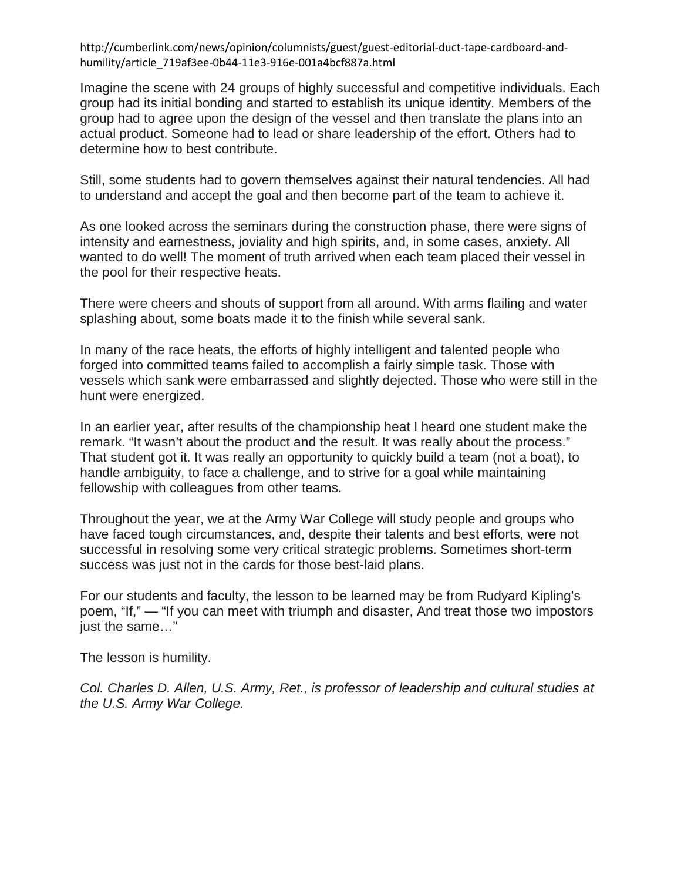http://cumberlink.com/news/opinion/columnists/guest/guest-editorial-duct-tape-cardboard-and-humility/article_719af3ee-0b44-11e3-916e-001a4bcf887a.html

Imagine the scene with 24 groups of highly successful and competitive individuals. Each group had its initial bonding and started to establish its unique identity. Members of the group had to agree upon the design of the vessel and then translate the plans into an actual product. Someone had to lead or share leadership of the effort. Others had to determine how to best contribute.

Still, some students had to govern themselves against their natural tendencies. All had to understand and accept the goal and then become part of the team to achieve it.

As one looked across the seminars during the construction phase, there were signs of intensity and earnestness, joviality and high spirits, and, in some cases, anxiety. All wanted to do well! The moment of truth arrived when each team placed their vessel in the pool for their respective heats.

There were cheers and shouts of support from all around. With arms flailing and water splashing about, some boats made it to the finish while several sank.

In many of the race heats, the efforts of highly intelligent and talented people who forged into committed teams failed to accomplish a fairly simple task. Those with vessels which sank were embarrassed and slightly dejected. Those who were still in the hunt were energized.

In an earlier year, after results of the championship heat I heard one student make the remark. "It wasn't about the product and the result. It was really about the process." That student got it. It was really an opportunity to quickly build a team (not a boat), to handle ambiguity, to face a challenge, and to strive for a goal while maintaining fellowship with colleagues from other teams.

Throughout the year, we at the Army War College will study people and groups who have faced tough circumstances, and, despite their talents and best efforts, were not successful in resolving some very critical strategic problems. Sometimes short-term success was just not in the cards for those best-laid plans.

For our students and faculty, the lesson to be learned may be from Rudyard Kipling's poem, "If," — "If you can meet with triumph and disaster, And treat those two impostors just the same…"

The lesson is humility.

*Col. Charles D. Allen, U.S. Army, Ret., is professor of leadership and cultural studies at the U.S. Army War College.*